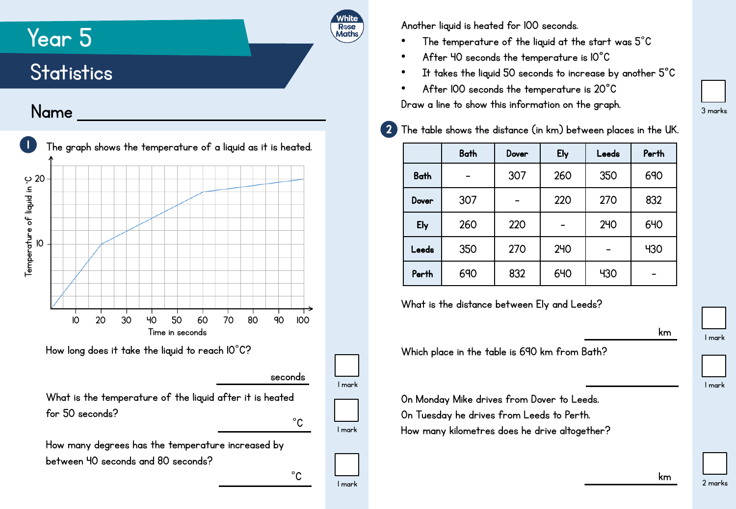# Year 5

## Statistics

Name ______________________

**1** The graph shows the temperature of a liquid as it is heated.

Temperature of liquid in °C

20

10

10 20 30 40 50 60 70 80 90 100

Time in seconds

How long does it take the liquid to reach 10°C?

______ seconds

1 mark

What is the temperature of the liquid after it is heated for 50 seconds?

______ °C

1 mark

How many degrees has the temperature increased by between 40 seconds and 80 seconds?

______ °C

1 mark

Another liquid is heated for 100 seconds.

- The temperature of the liquid at the start was 5°C
- After 40 seconds the temperature is 10°C
- It takes the liquid 50 seconds to increase by another 5°C
- After 100 seconds the temperature is 20°C

Draw a line to show this information on the graph.

3 marks

**2** The table shows the distance (in km) between places in the UK.

| | **Bath** | **Dover** | **Ely** | **Leeds** | **Perth** |
|---|---|---|---|---|---|
| **Bath** | - | 307 | 260 | 350 | 690 |
| **Dover** | 307 | - | 220 | 270 | 832 |
| **Ely** | 260 | 220 | - | 240 | 640 |
| **Leeds** | 350 | 270 | 240 | - | 430 |
| **Perth** | 690 | 832 | 640 | 430 | - |

What is the distance between Ely and Leeds?

______ km

1 mark

Which place in the table is 690 km from Bath?

______

1 mark

On Monday Mike drives from Dover to Leeds.
On Tuesday he drives from Leeds to Perth.
How many kilometres does he drive altogether?

______ km

2 marks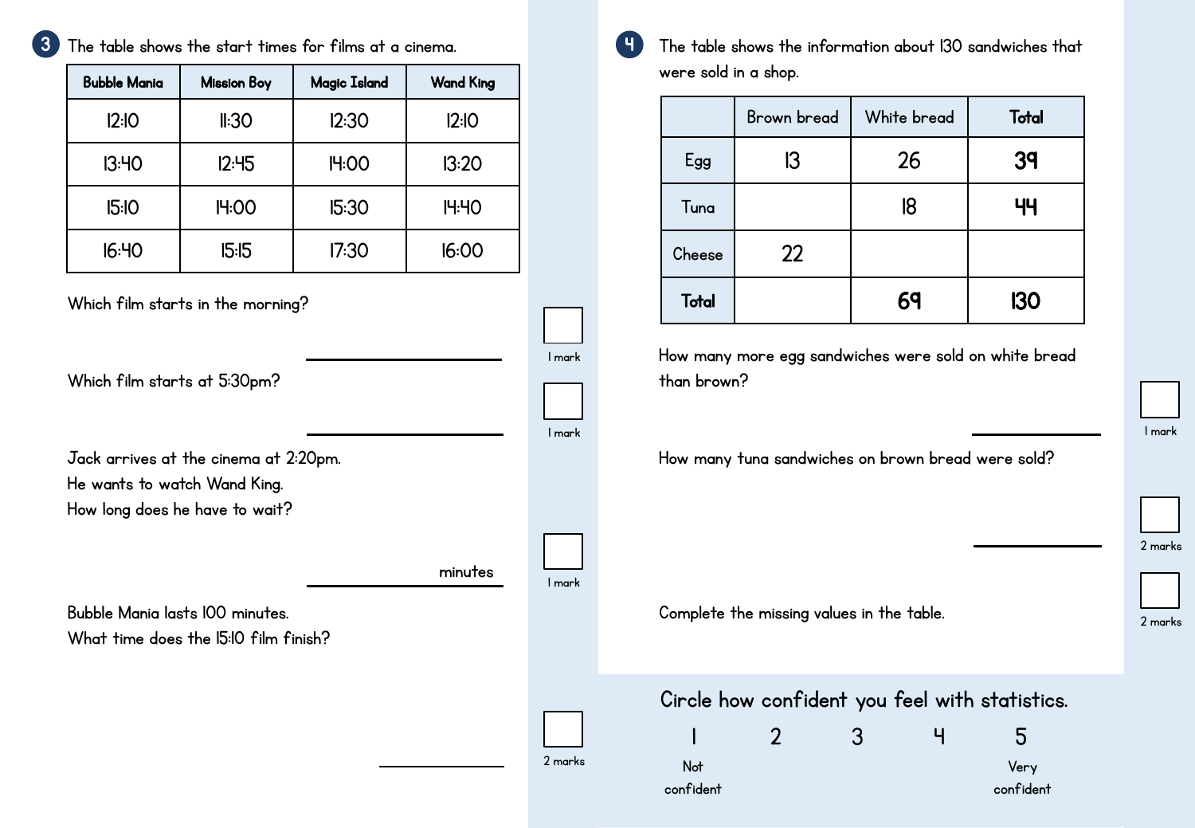**3** The table shows the start times for films at a cinema.

| Bubble Mania | Mission Boy | Magic Island | Wand King |
|---|---|---|---|
| 12:10 | 11:30 | 12:30 | 12:10 |
| 13:40 | 12:45 | 14:00 | 13:20 |
| 15:10 | 14:00 | 15:30 | 14:40 |
| 16:40 | 15:15 | 17:30 | 16:00 |

Which film starts in the morning?

\_\_\_\_\_\_\_\_\_\_\_\_\_\_\_\_ 1 mark

Which film starts at 5:30pm?

\_\_\_\_\_\_\_\_\_\_\_\_\_\_\_\_ 1 mark

Jack arrives at the cinema at 2:20pm.
He wants to watch Wand King.
How long does he have to wait?

\_\_\_\_\_\_\_\_\_\_\_\_\_\_\_\_ minutes 1 mark

Bubble Mania lasts 100 minutes.
What time does the 15:10 film finish?

\_\_\_\_\_\_\_\_\_\_\_\_\_\_\_\_ 2 marks

**4** The table shows the information about 130 sandwiches that were sold in a shop.

| | Brown bread | White bread | **Total** |
|---|---|---|---|
| Egg | 13 | 26 | **39** |
| Tuna | | 18 | **44** |
| Cheese | 22 | | |
| **Total** | | **69** | **130** |

How many more egg sandwiches were sold on white bread than brown?

\_\_\_\_\_\_\_\_\_\_\_\_\_\_\_\_ 1 mark

How many tuna sandwiches on brown bread were sold?

\_\_\_\_\_\_\_\_\_\_\_\_\_\_\_\_ 2 marks

Complete the missing values in the table.

2 marks

Circle how confident you feel with statistics.

1 (Not confident) 2 3 4 5 (Very confident)